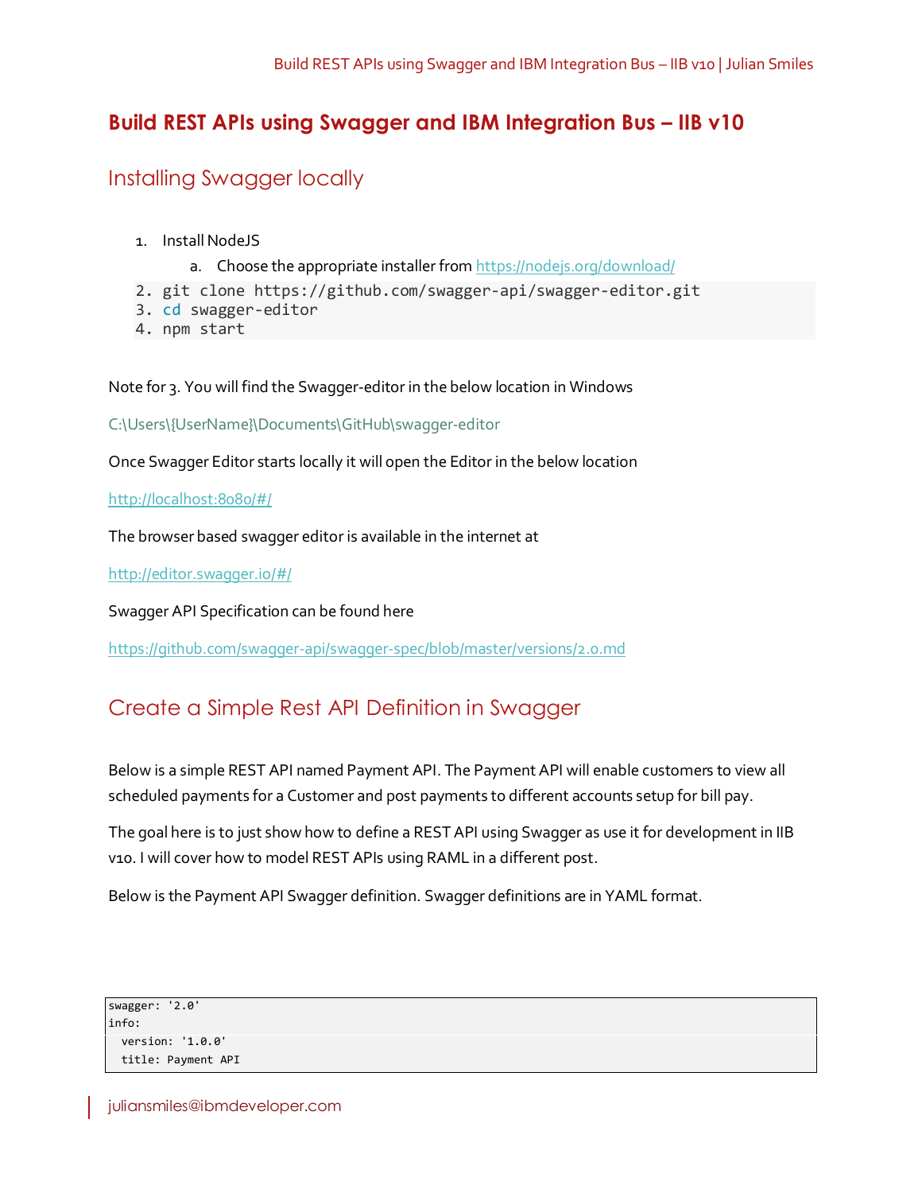# Build REST APIs using Swagger and IBM Integration Bus – IIB v10

## Installing Swagger locally

1. Install NodeJS
    a. Choose the appropriate installer from https://nodejs.org/download/

```
2. git clone https://github.com/swagger-api/swagger-editor.git
3. cd swagger-editor
4. npm start
```

Note for 3. You will find the Swagger-editor in the below location in Windows

C:\Users\{UserName}\Documents\GitHub\swagger-editor

Once Swagger Editor starts locally it will open the Editor in the below location

http://localhost:8080/#/

The browser based swagger editor is available in the internet at

http://editor.swagger.io/#/

Swagger API Specification can be found here

https://github.com/swagger-api/swagger-spec/blob/master/versions/2.0.md

## Create a Simple Rest API Definition in Swagger

Below is a simple REST API named Payment API. The Payment API will enable customers to view all scheduled payments for a Customer and post payments to different accounts setup for bill pay.

The goal here is to just show how to define a REST API using Swagger as use it for development in IIB v10. I will cover how to model REST APIs using RAML in a different post.

Below is the Payment API Swagger definition. Swagger definitions are in YAML format.

```
swagger: '2.0'
info:
  version: '1.0.0'
  title: Payment API
```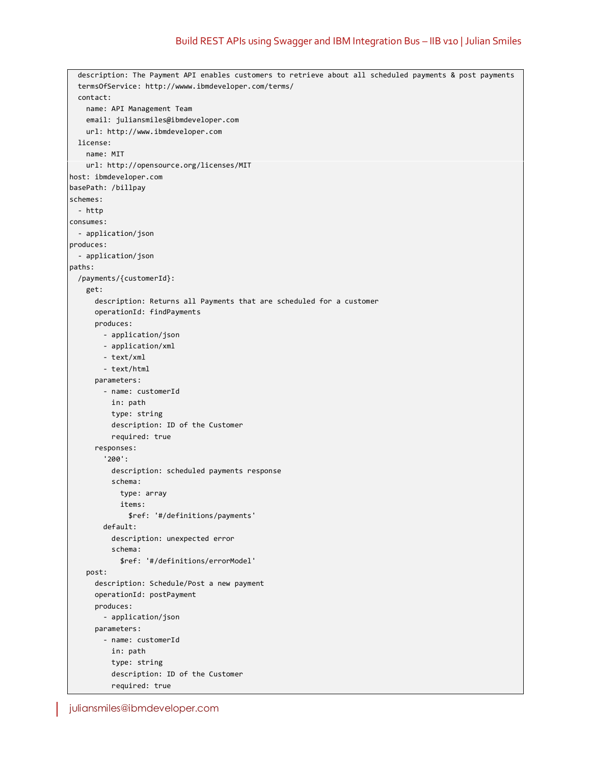```
  description: The Payment API enables customers to retrieve about all scheduled payments & post payments
  termsOfService: http://wwww.ibmdeveloper.com/terms/
  contact:
    name: API Management Team
    email: juliansmiles@ibmdeveloper.com
    url: http://www.ibmdeveloper.com
  license:
    name: MIT
    url: http://opensource.org/licenses/MIT
host: ibmdeveloper.com
basePath: /billpay
schemes:
  - http
consumes:
  - application/json
produces:
  - application/json
paths:
  /payments/{customerId}:
    get:
      description: Returns all Payments that are scheduled for a customer
      operationId: findPayments
      produces:
        - application/json
        - application/xml
        - text/xml
        - text/html
      parameters:
        - name: customerId
          in: path
          type: string
          description: ID of the Customer
          required: true
      responses:
        '200':
          description: scheduled payments response
          schema:
            type: array
            items:
              $ref: '#/definitions/payments'
        default:
          description: unexpected error
          schema:
            $ref: '#/definitions/errorModel'
    post:
      description: Schedule/Post a new payment
      operationId: postPayment
      produces:
        - application/json
      parameters:
        - name: customerId
          in: path
          type: string
          description: ID of the Customer
          required: true
```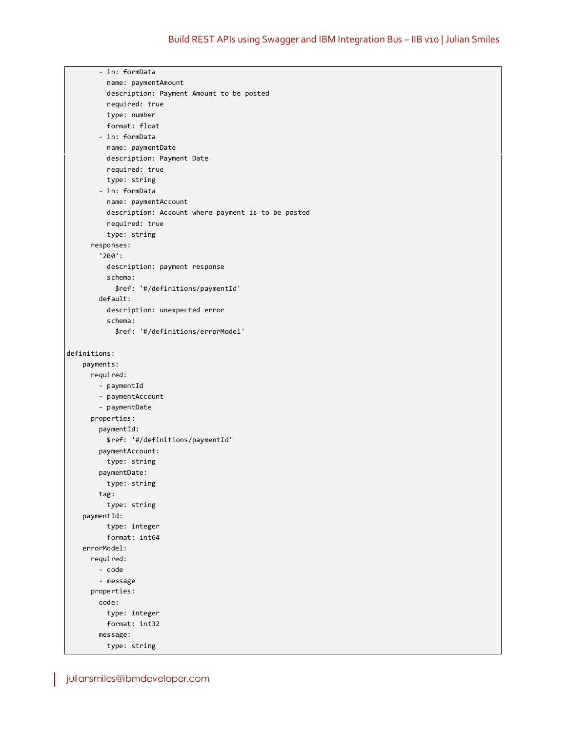```
        - in: formData
          name: paymentAmount
          description: Payment Amount to be posted
          required: true
          type: number
          format: float
        - in: formData
          name: paymentDate
          description: Payment Date
          required: true
          type: string
        - in: formData
          name: paymentAccount
          description: Account where payment is to be posted
          required: true
          type: string
      responses:
        '200':
          description: payment response
          schema:
            $ref: '#/definitions/paymentId'
        default:
          description: unexpected error
          schema:
            $ref: '#/definitions/errorModel'

definitions:
    payments:
      required:
        - paymentId
        - paymentAccount
        - paymentDate
      properties:
        paymentId:
          $ref: '#/definitions/paymentId'
        paymentAccount:
          type: string
        paymentDate:
          type: string
        tag:
          type: string
    paymentId:
          type: integer
          format: int64
    errorModel:
      required:
        - code
        - message
      properties:
        code:
          type: integer
          format: int32
        message:
          type: string
```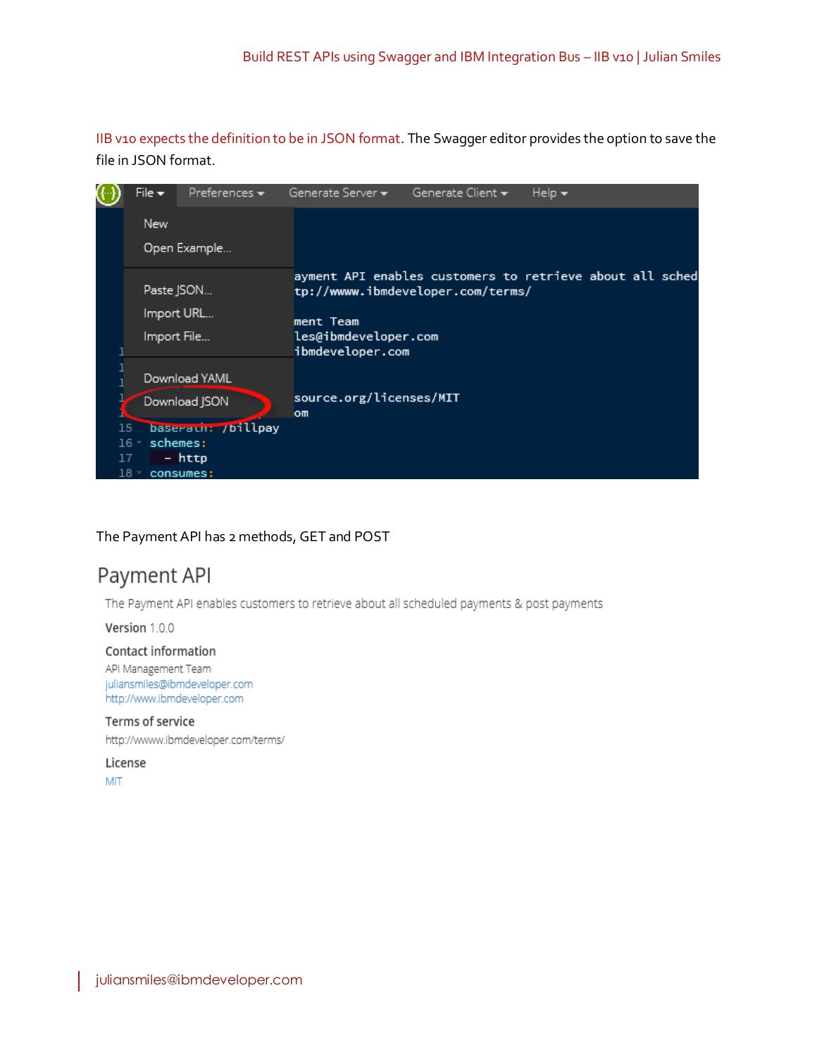IIB v10 expects the definition to be in JSON format. The Swagger editor provides the option to save the file in JSON format.

The Payment API has 2 methods, GET and POST

## Payment API

The Payment API enables customers to retrieve about all scheduled payments & post payments

**Version** 1.0.0

**Contact information**

API Management Team
juliansmiles@ibmdeveloper.com
http://www.ibmdeveloper.com

**Terms of service**

http://wwww.ibmdeveloper.com/terms/

**License**

MIT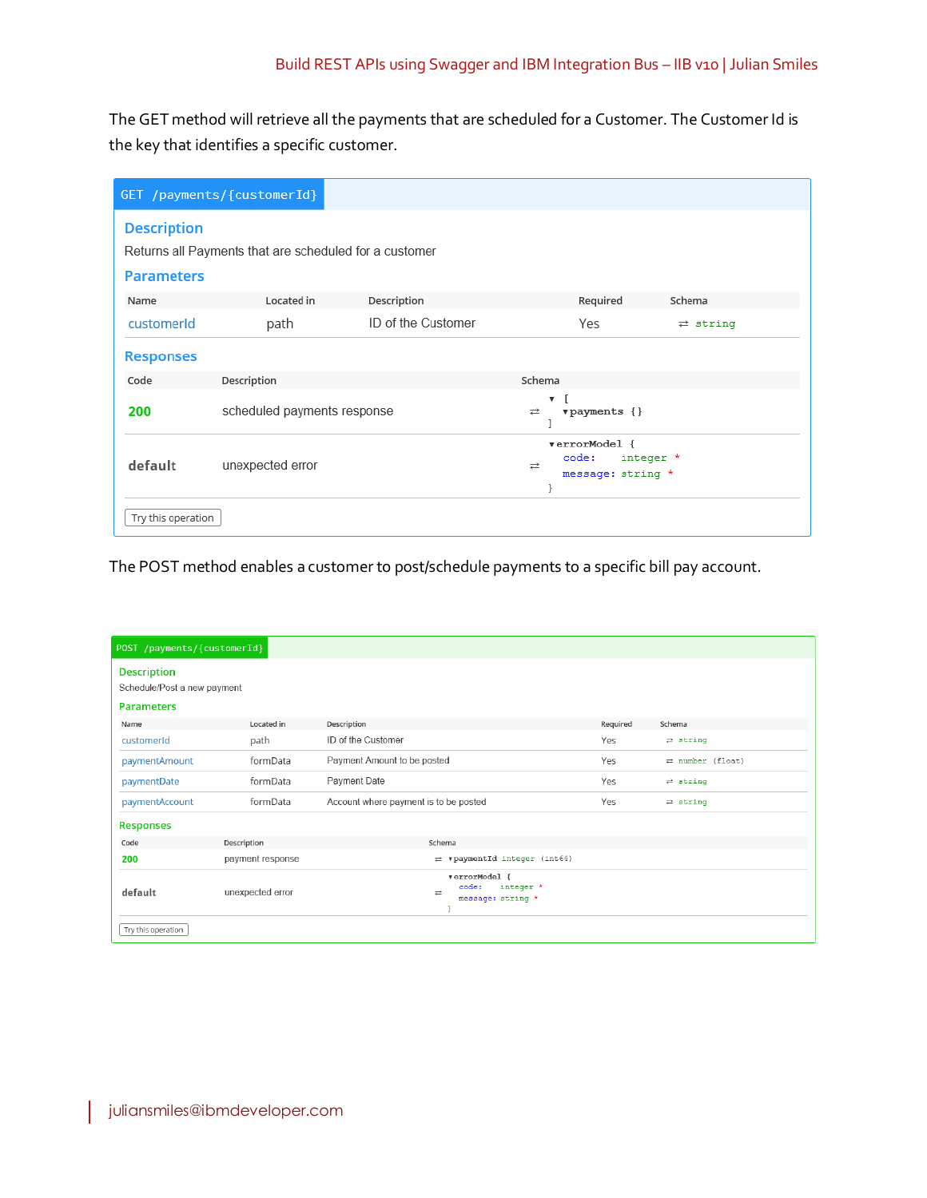The GET method will retrieve all the payments that are scheduled for a Customer. The Customer Id is the key that identifies a specific customer.

**GET /payments/{customerId}**

**Description**

Returns all Payments that are scheduled for a customer

**Parameters**

| Name | Located in | Description | Required | Schema |
| --- | --- | --- | --- | --- |
| customerId | path | ID of the Customer | Yes | ⇄ string |

**Responses**

| Code | Description | Schema |
| --- | --- | --- |
| 200 | scheduled payments response | ⇄ ▾ [ ▾payments {} ] |
| default | unexpected error | ⇄ ▾errorModel { code: integer *, message: string * } |

Try this operation

The POST method enables a customer to post/schedule payments to a specific bill pay account.

**POST /payments/{customerId}**

**Description**

Schedule/Post a new payment

**Parameters**

| Name | Located in | Description | Required | Schema |
| --- | --- | --- | --- | --- |
| customerId | path | ID of the Customer | Yes | ⇄ string |
| paymentAmount | formData | Payment Amount to be posted | Yes | ⇄ number (float) |
| paymentDate | formData | Payment Date | Yes | ⇄ string |
| paymentAccount | formData | Account where payment is to be posted | Yes | ⇄ string |

**Responses**

| Code | Description | Schema |
| --- | --- | --- |
| 200 | payment response | ⇄ ▾paymentId integer (int64) |
| default | unexpected error | ⇄ ▾errorModel { code: integer *, message: string * } |

Try this operation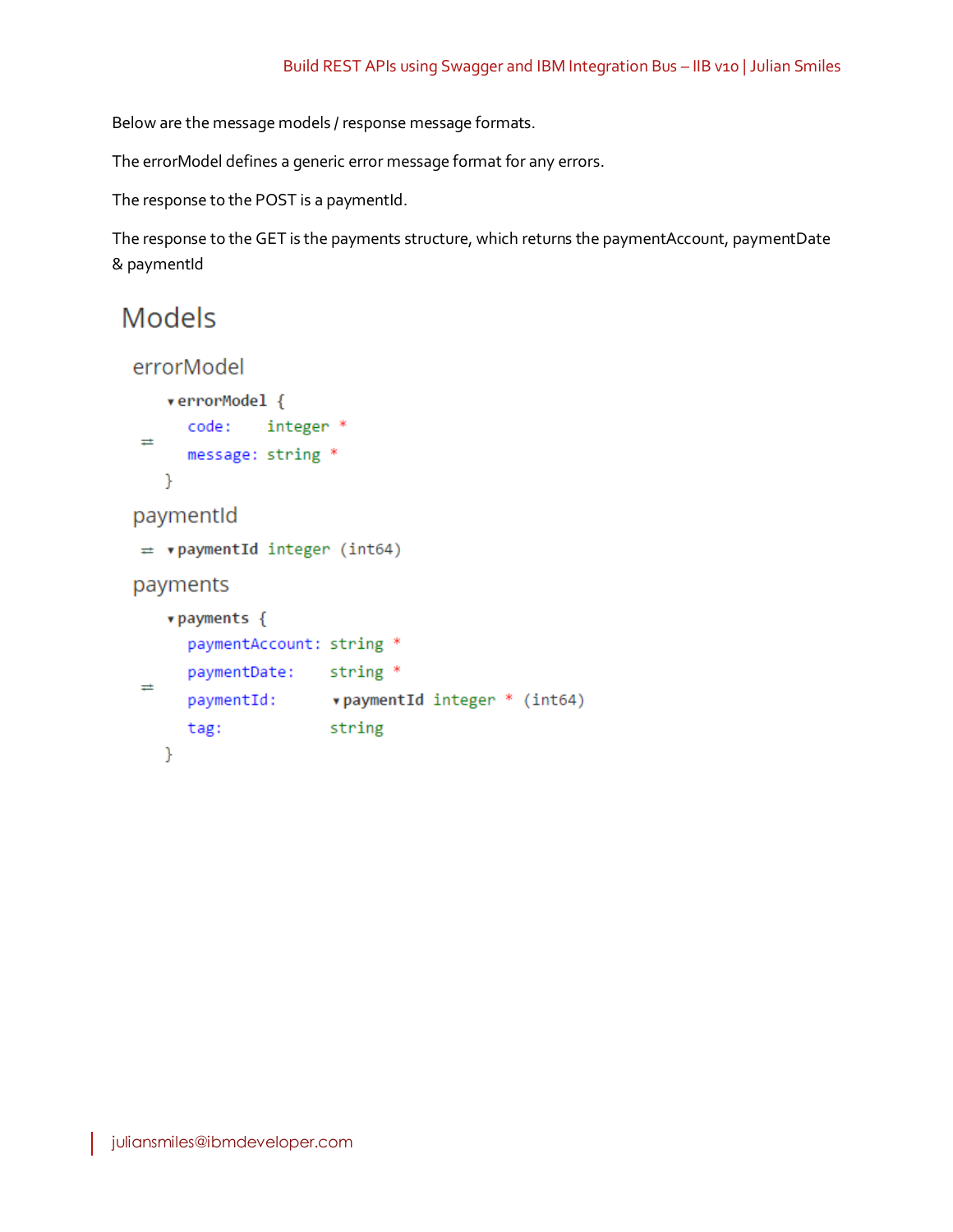Below are the message models / response message formats.

The errorModel defines a generic error message format for any errors.

The response to the POST is a paymentId.

The response to the GET is the payments structure, which returns the paymentAccount, paymentDate & paymentId

# Models

## errorModel

```
▾errorModel {
   code:    integer *
   message: string *
}
```

## paymentId

```
▾paymentId integer (int64)
```

## payments

```
▾payments {
   paymentAccount: string *
   paymentDate:    string *
   paymentId:      ▾paymentId integer * (int64)
   tag:            string
}
```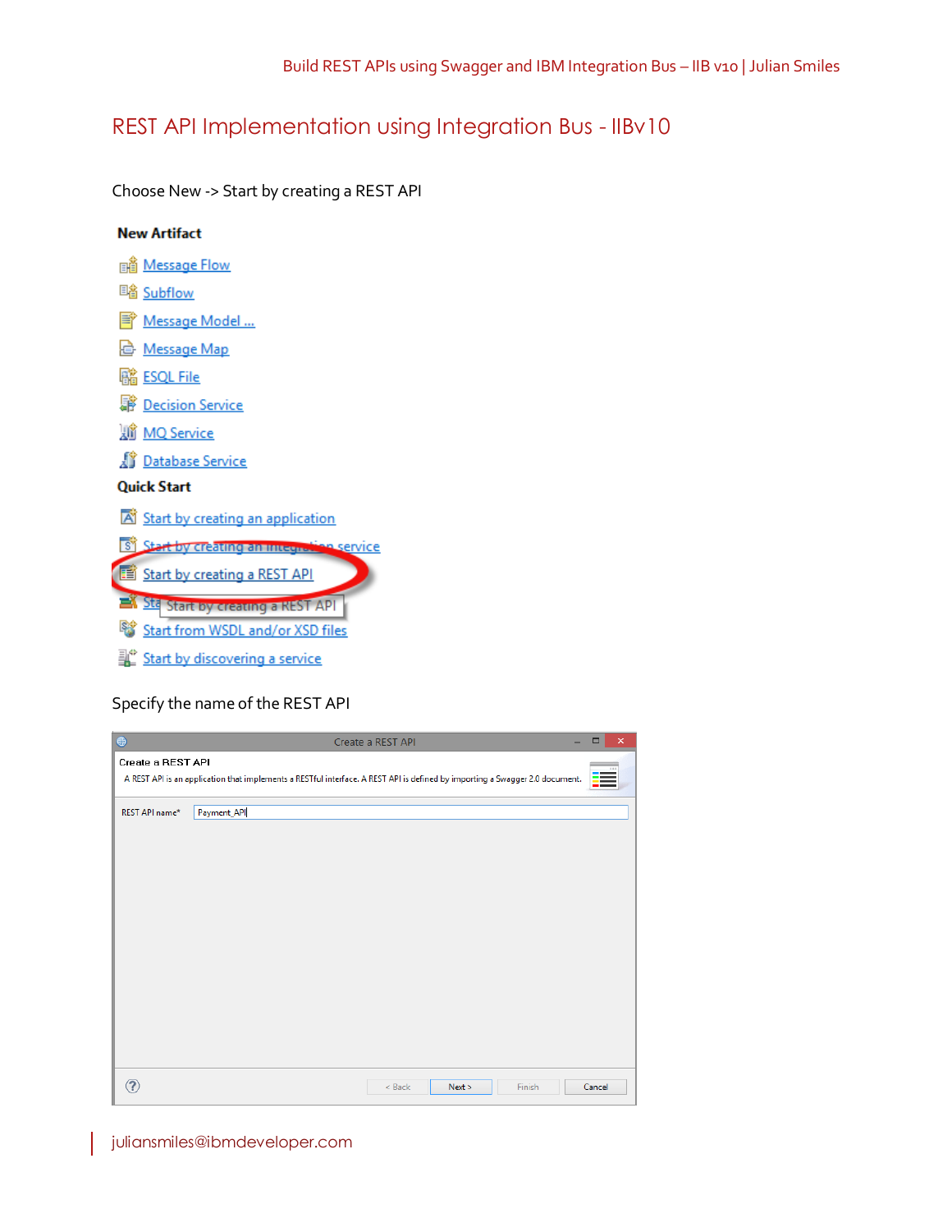# REST API Implementation using Integration Bus - IIBv10

Choose New -> Start by creating a REST API

**New Artifact**

- Message Flow
- Subflow
- Message Model ...
- Message Map
- ESQL File
- Decision Service
- MQ Service
- Database Service

**Quick Start**

- Start by creating an application
- Start by creating an integration service
- Start by creating a REST API
- Start by creating a REST API
- Start from WSDL and/or XSD files
- Start by discovering a service

Specify the name of the REST API

Create a REST API

Create a REST API

A REST API is an application that implements a RESTful interface. A REST API is defined by importing a Swagger 2.0 document.

REST API name* Payment_API

< Back Next > Finish Cancel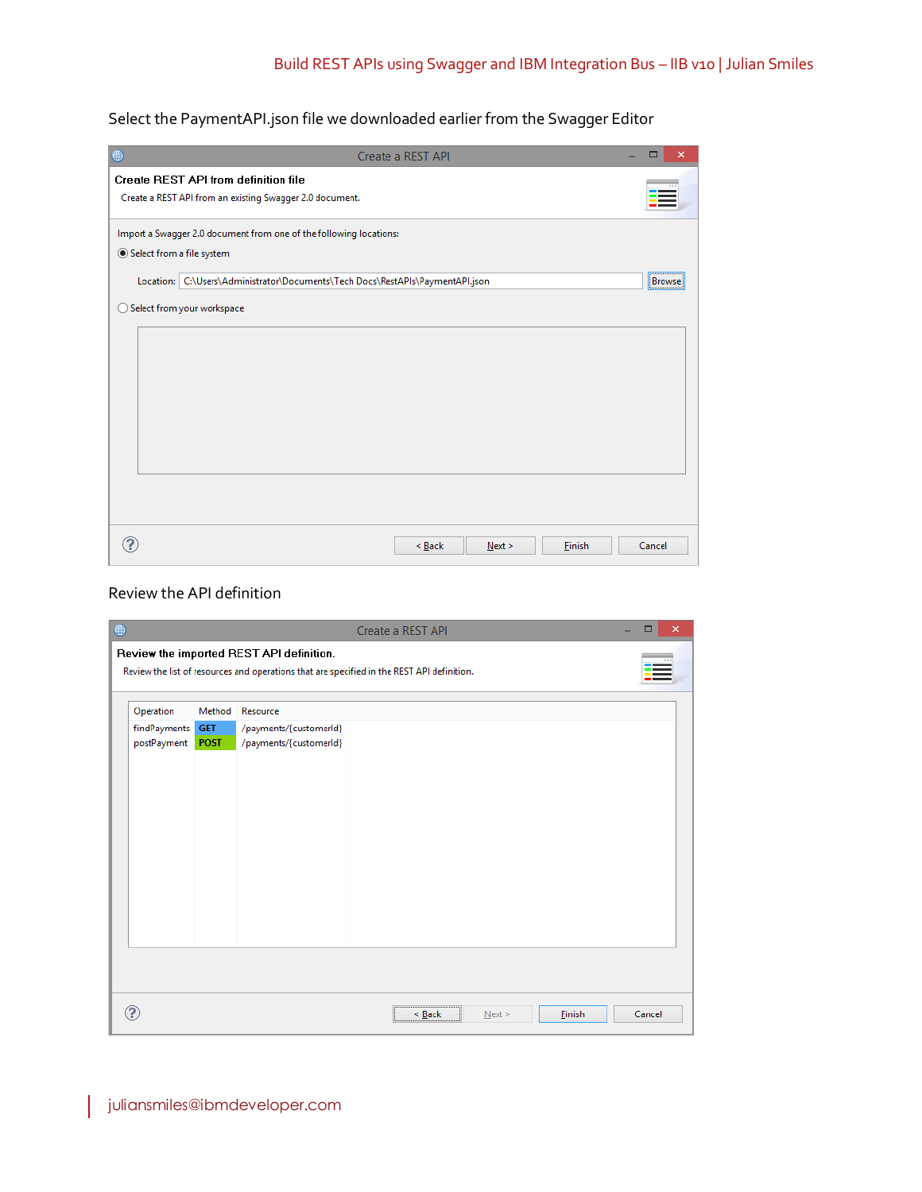Select the PaymentAPI.json file we downloaded earlier from the Swagger Editor

Create a REST API

**Create REST API from definition file**

Create a REST API from an existing Swagger 2.0 document.

Import a Swagger 2.0 document from one of the following locations:

Select from a file system

Location: C:\Users\Administrator\Documents\Tech Docs\RestAPIs\PaymentAPI.json [Browse]

Select from your workspace

< Back | Next > | Finish | Cancel

Review the API definition

Create a REST API

**Review the imported REST API definition.**

Review the list of resources and operations that are specified in the REST API definition.

| Operation | Method | Resource |
| --- | --- | --- |
| findPayments | GET | /payments/{customerId} |
| postPayment | POST | /payments/{customerId} |

< Back | Next > | Finish | Cancel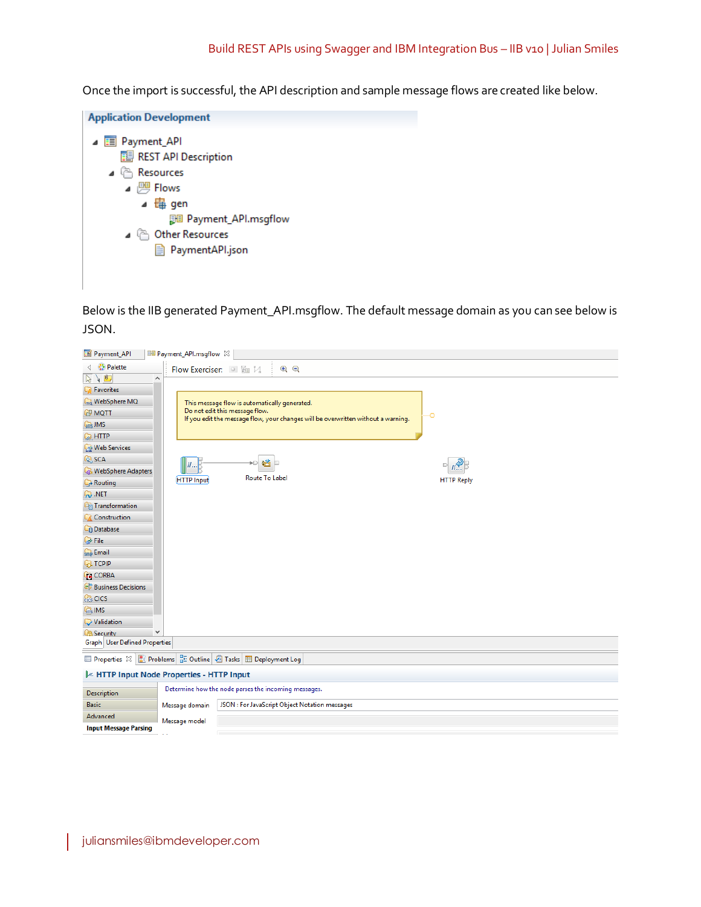Once the import is successful, the API description and sample message flows are created like below.

Below is the IIB generated Payment_API.msgflow. The default message domain as you can see below is JSON.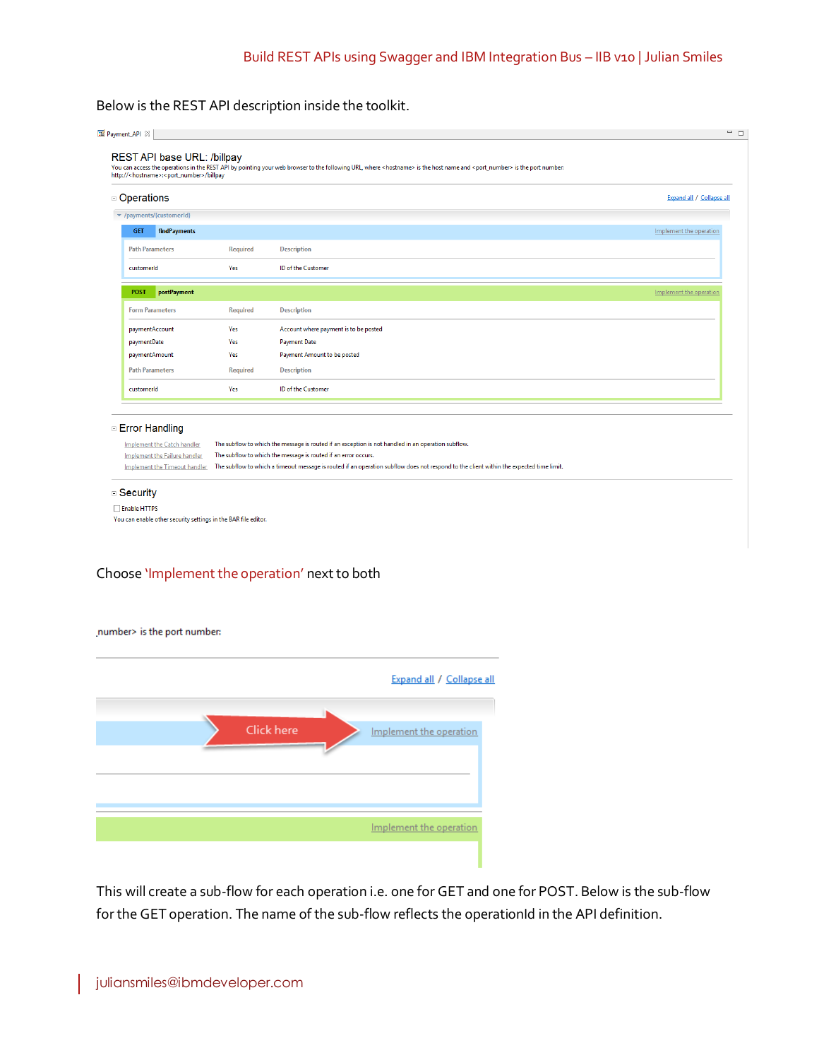Below is the REST API description inside the toolkit.

Payment_API

REST API base URL: /billpay

You can access the operations in the REST API by pointing your web browser to the following URL, where <hostname> is the host name and <port_number> is the port number:
http://<hostname>:<port_number>/billpay

Operations

Expand all / Collapse all

/payments/{customerId}

GET findPayments — Implement the operation

| Path Parameters | Required | Description |
| --- | --- | --- |
| customerId | Yes | ID of the Customer |

POST postPayment — Implement the operation

| Form Parameters | Required | Description |
| --- | --- | --- |
| paymentAccount | Yes | Account where payment is to be posted |
| paymentDate | Yes | Payment Date |
| paymentAmount | Yes | Payment Amount to be posted |

| Path Parameters | Required | Description |
| --- | --- | --- |
| customerId | Yes | ID of the Customer |

Error Handling

| | |
| --- | --- |
| Implement the Catch handler | The subflow to which the message is routed if an exception is not handled in an operation subflow. |
| Implement the Failure handler | The subflow to which the message is routed if an error occurs. |
| Implement the Timeout handler | The subflow to which a timeout message is routed if an operation subflow does not respond to the client within the expected time limit. |

Security

Enable HTTPS

You can enable other security settings in the BAR file editor.

Choose 'Implement the operation' next to both

number> is the port number:

Expand all / Collapse all

Click here → Implement the operation

Implement the operation

This will create a sub-flow for each operation i.e. one for GET and one for POST. Below is the sub-flow for the GET operation. The name of the sub-flow reflects the operationId in the API definition.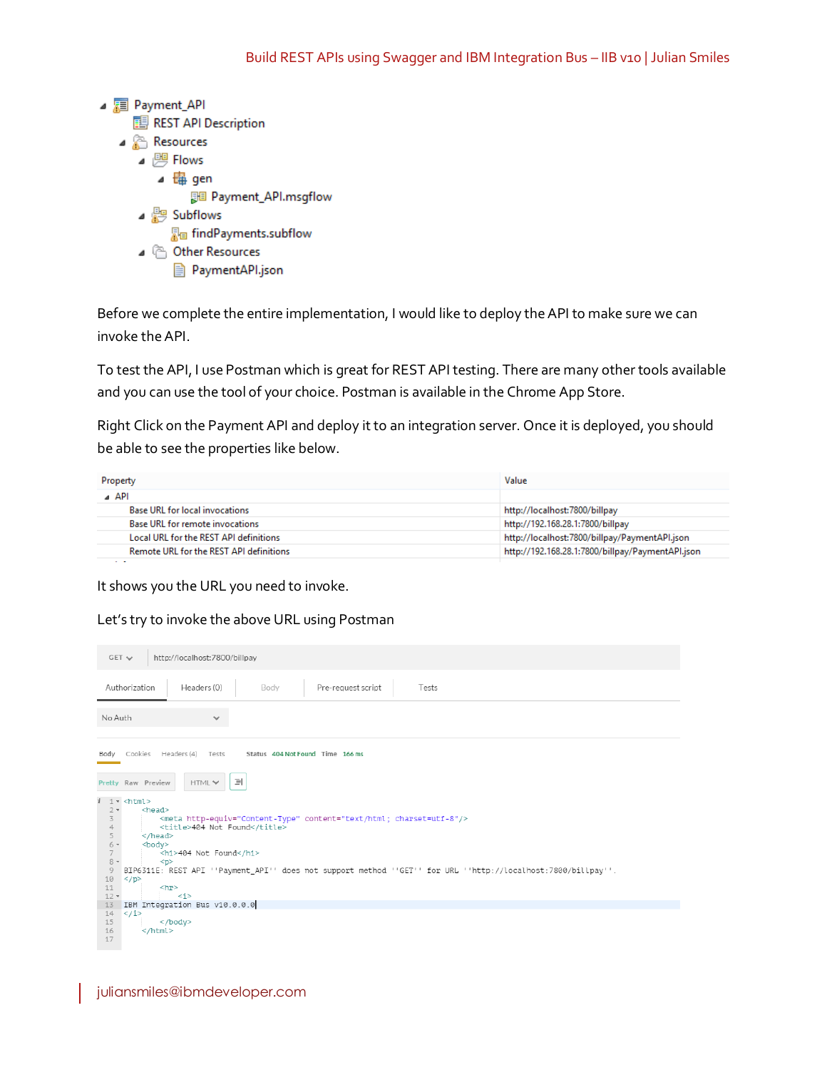- Payment_API
  - REST API Description
  - Resources
    - Flows
      - gen
        - Payment_API.msgflow
    - Subflows
      - findPayments.subflow
    - Other Resources
      - PaymentAPI.json

Before we complete the entire implementation, I would like to deploy the API to make sure we can invoke the API.

To test the API, I use Postman which is great for REST API testing. There are many other tools available and you can use the tool of your choice. Postman is available in the Chrome App Store.

Right Click on the Payment API and deploy it to an integration server. Once it is deployed, you should be able to see the properties like below.

| Property | Value |
| --- | --- |
| API | |
| Base URL for local invocations | http://localhost:7800/billpay |
| Base URL for remote invocations | http://192.168.28.1:7800/billpay |
| Local URL for the REST API definitions | http://localhost:7800/billpay/PaymentAPI.json |
| Remote URL for the REST API definitions | http://192.168.28.1:7800/billpay/PaymentAPI.json |

It shows you the URL you need to invoke.

Let's try to invoke the above URL using Postman

GET http://localhost:7800/billpay

Authorization | Headers (0) | Body | Pre-request script | Tests

No Auth

Body | Cookies | Headers (4) | Tests — Status 404 Not Found Time 166 ms

Pretty Raw Preview HTML

```
<html>
    <head>
        <meta http-equiv="Content-Type" content="text/html; charset=utf-8"/>
        <title>404 Not Found</title>
    </head>
    <body>
        <h1>404 Not Found</h1>
        <p>
BIP6311E: REST API ''Payment_API'' does not support method ''GET'' for URL ''http://localhost:7800/billpay''.
</p>
        <hr>
            <i>
IBM Integration Bus v10.0.0.0
</i>
        </body>
    </html>
```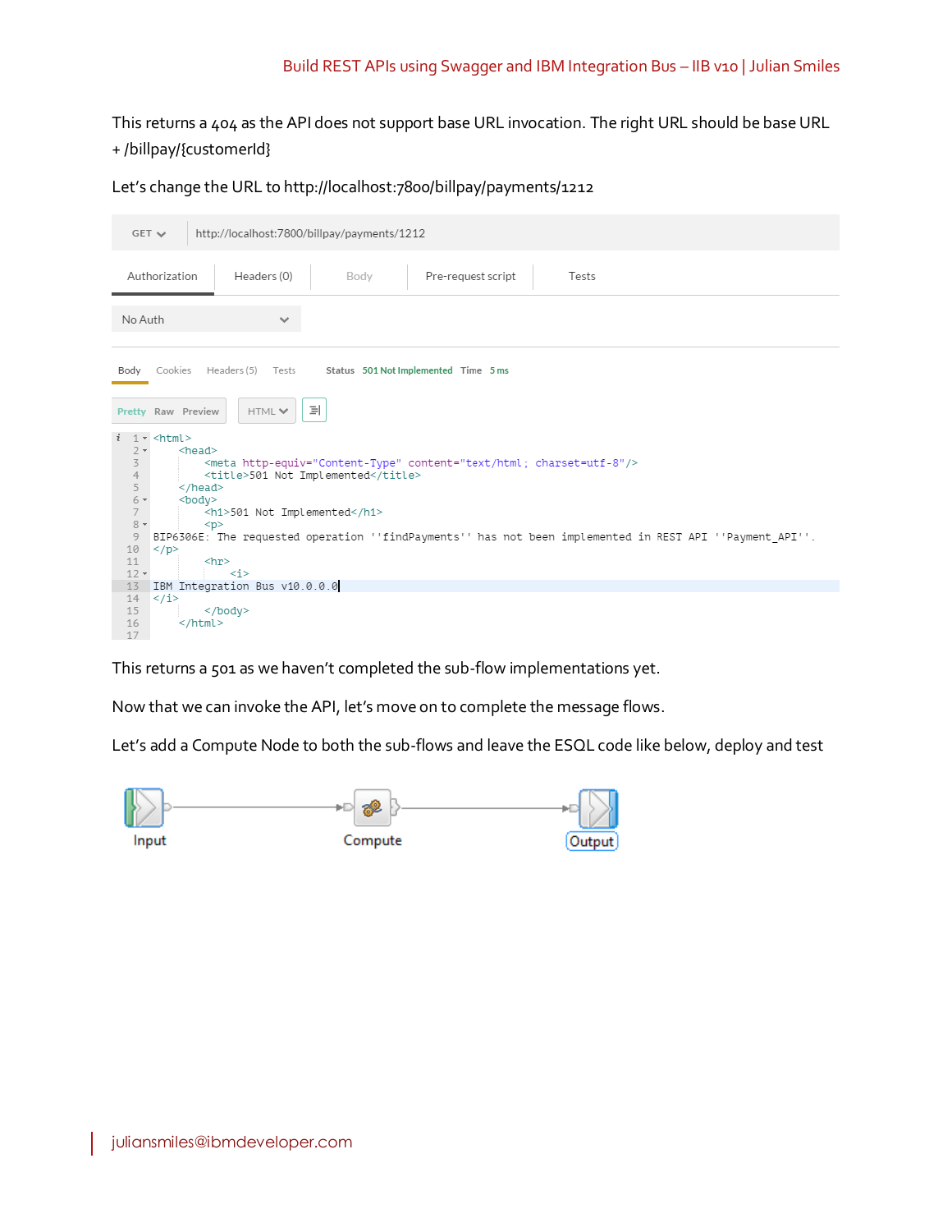This returns a 404 as the API does not support base URL invocation. The right URL should be base URL + /billpay/{customerId}

Let's change the URL to http://localhost:7800/billpay/payments/1212

GET http://localhost:7800/billpay/payments/1212

Authorization | Headers (0) | Body | Pre-request script | Tests

No Auth

Body | Cookies | Headers (5) | Tests — Status 501 Not Implemented Time 5 ms

Pretty Raw Preview | HTML

```
<html>
    <head>
        <meta http-equiv="Content-Type" content="text/html; charset=utf-8"/>
        <title>501 Not Implemented</title>
    </head>
    <body>
        <h1>501 Not Implemented</h1>
        <p>
BIP6306E: The requested operation ''findPayments'' has not been implemented in REST API ''Payment_API''.
</p>
        <hr>
            <i>
IBM Integration Bus v10.0.0.0
</i>
        </body>
    </html>
```

This returns a 501 as we haven't completed the sub-flow implementations yet.

Now that we can invoke the API, let's move on to complete the message flows.

Let's add a Compute Node to both the sub-flows and leave the ESQL code like below, deploy and test

Input → Compute → Output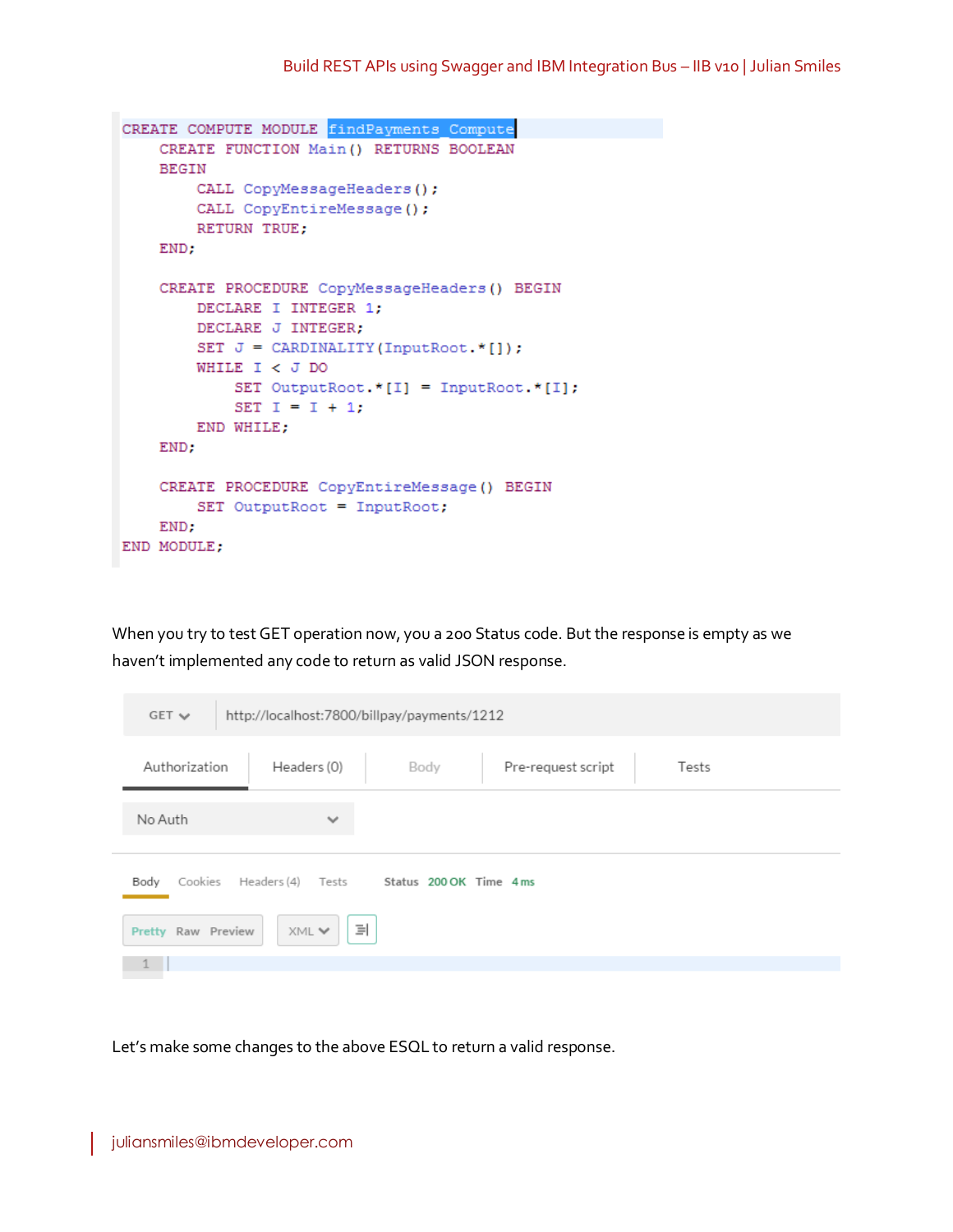```
CREATE COMPUTE MODULE findPayments_Compute
    CREATE FUNCTION Main() RETURNS BOOLEAN
    BEGIN
        CALL CopyMessageHeaders();
        CALL CopyEntireMessage();
        RETURN TRUE;
    END;

    CREATE PROCEDURE CopyMessageHeaders() BEGIN
        DECLARE I INTEGER 1;
        DECLARE J INTEGER;
        SET J = CARDINALITY(InputRoot.*[]);
        WHILE I < J DO
            SET OutputRoot.*[I] = InputRoot.*[I];
            SET I = I + 1;
        END WHILE;
    END;

    CREATE PROCEDURE CopyEntireMessage() BEGIN
        SET OutputRoot = InputRoot;
    END;
END MODULE;
```

When you try to test GET operation now, you a 200 Status code. But the response is empty as we haven't implemented any code to return as valid JSON response.

```
GET  http://localhost:7800/billpay/payments/1212

Authorization | Headers (0) | Body | Pre-request script | Tests

No Auth

Body  Cookies  Headers (4)  Tests     Status 200 OK   Time 4 ms

Pretty  Raw  Preview   XML

1
```

Let's make some changes to the above ESQL to return a valid response.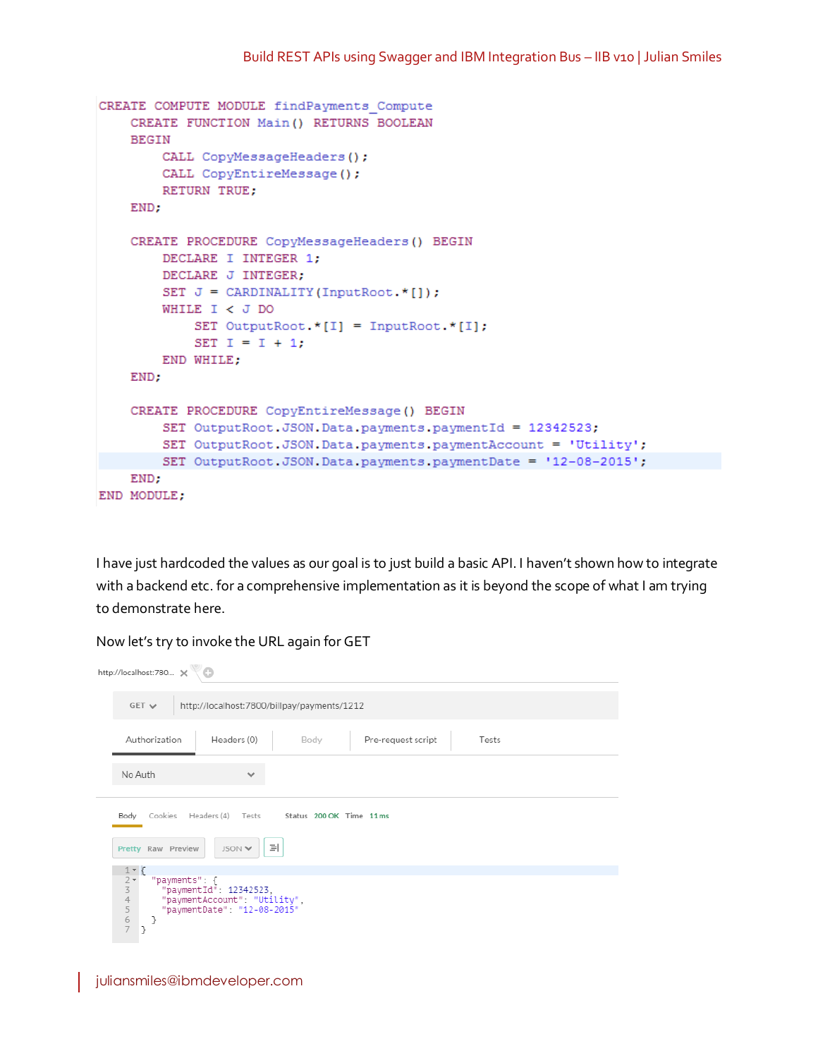```
CREATE COMPUTE MODULE findPayments_Compute
    CREATE FUNCTION Main() RETURNS BOOLEAN
    BEGIN
        CALL CopyMessageHeaders();
        CALL CopyEntireMessage();
        RETURN TRUE;
    END;

    CREATE PROCEDURE CopyMessageHeaders() BEGIN
        DECLARE I INTEGER 1;
        DECLARE J INTEGER;
        SET J = CARDINALITY(InputRoot.*[]);
        WHILE I < J DO
            SET OutputRoot.*[I] = InputRoot.*[I];
            SET I = I + 1;
        END WHILE;
    END;

    CREATE PROCEDURE CopyEntireMessage() BEGIN
        SET OutputRoot.JSON.Data.payments.paymentId = 12342523;
        SET OutputRoot.JSON.Data.payments.paymentAccount = 'Utility';
        SET OutputRoot.JSON.Data.payments.paymentDate = '12-08-2015';
    END;
END MODULE;
```

I have just hardcoded the values as our goal is to just build a basic API. I haven't shown how to integrate with a backend etc. for a comprehensive implementation as it is beyond the scope of what I am trying to demonstrate here.

Now let's try to invoke the URL again for GET

```
GET http://localhost:7800/billpay/payments/1212

Status 200 OK   Time 11 ms

{
  "payments": {
    "paymentId": 12342523,
    "paymentAccount": "Utility",
    "paymentDate": "12-08-2015"
  }
}
```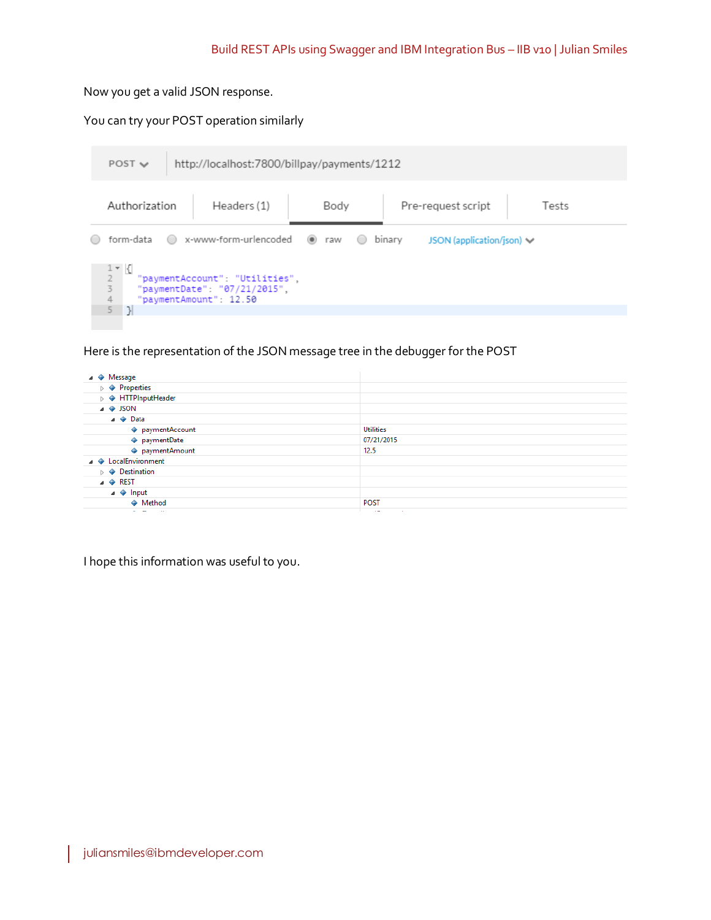Now you get a valid JSON response.

You can try your POST operation similarly

POST http://localhost:7800/billpay/payments/1212

Authorization | Headers (1) | Body | Pre-request script | Tests

form-data   x-www-form-urlencoded   raw   binary   JSON (application/json)

```
{
  "paymentAccount": "Utilities",
  "paymentDate": "07/21/2015",
  "paymentAmount": 12.50
}
```

Here is the representation of the JSON message tree in the debugger for the POST

| | |
|---|---|
| Message | |
| Properties | |
| HTTPInputHeader | |
| JSON | |
| Data | |
| paymentAccount | Utilities |
| paymentDate | 07/21/2015 |
| paymentAmount | 12.5 |
| LocalEnvironment | |
| Destination | |
| REST | |
| Input | |
| Method | POST |

I hope this information was useful to you.